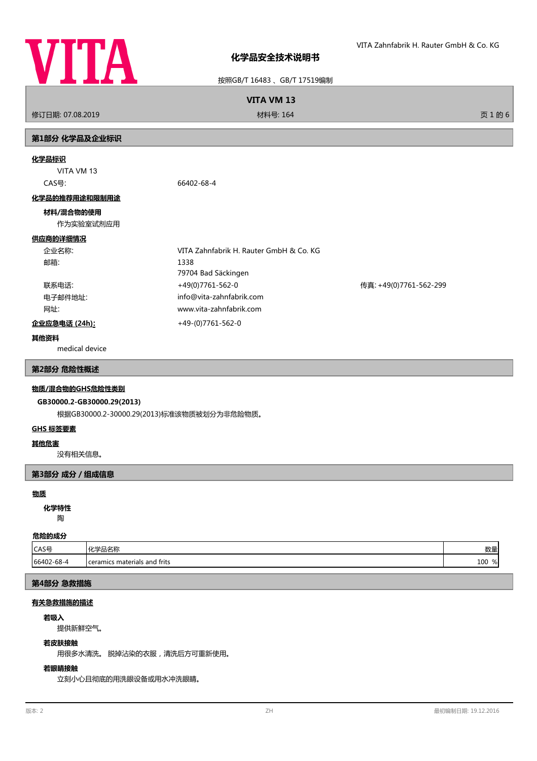# 化学品安全技术说明书

按照GB/T 16483 、GB/T 17519编制

**VITA VM 13**

修订日期: 07.08.2019　　材料号: 164

## 第1部分 化学品及企业标识

**化学品标识**

VITA VM 13

CAS号: 66402-68-4

**化学品的推荐用途和限制用途**

**材料/混合物的使用**

作为实验室试剂应用

**供应商的详细情况**

| | | |
|---|---|---|
| 企业名称: | VITA Zahnfabrik H. Rauter GmbH & Co. KG | |
| 邮箱: | 1338<br>79704 Bad Säckingen | |
| 联系电话: | +49(0)7761-562-0 | 传真: +49(0)7761-562-299 |
| 电子邮件地址: | info@vita-zahnfabrik.com | |
| 网址: | www.vita-zahnfabrik.com | |

**企业应急电话 (24h):** +49-(0)7761-562-0

**其他资料**

medical device

## 第2部分 危险性概述

**物质/混合物的GHS危险性类别**

**GB30000.2-GB30000.29(2013)**

根据GB30000.2-30000.29(2013)标准该物质被划分为非危险物质。

**GHS 标签要素**

**其他危害**

没有相关信息。

## 第3部分 成分 / 组成信息

**物质**

**化学特性**

陶

**危险的成分**

| CAS号 | 化学品名称 | 数量 |
|---|---|---|
| 66402-68-4 | ceramics materials and frits | 100 % |

## 第4部分 急救措施

**有关急救措施的描述**

**若吸入**

提供新鲜空气。

**若皮肤接触**

用很多水清洗。 脱掉沾染的衣服，清洗后方可重新使用。

**若眼睛接触**

立刻小心且彻底的用洗眼设备或用水冲洗眼睛。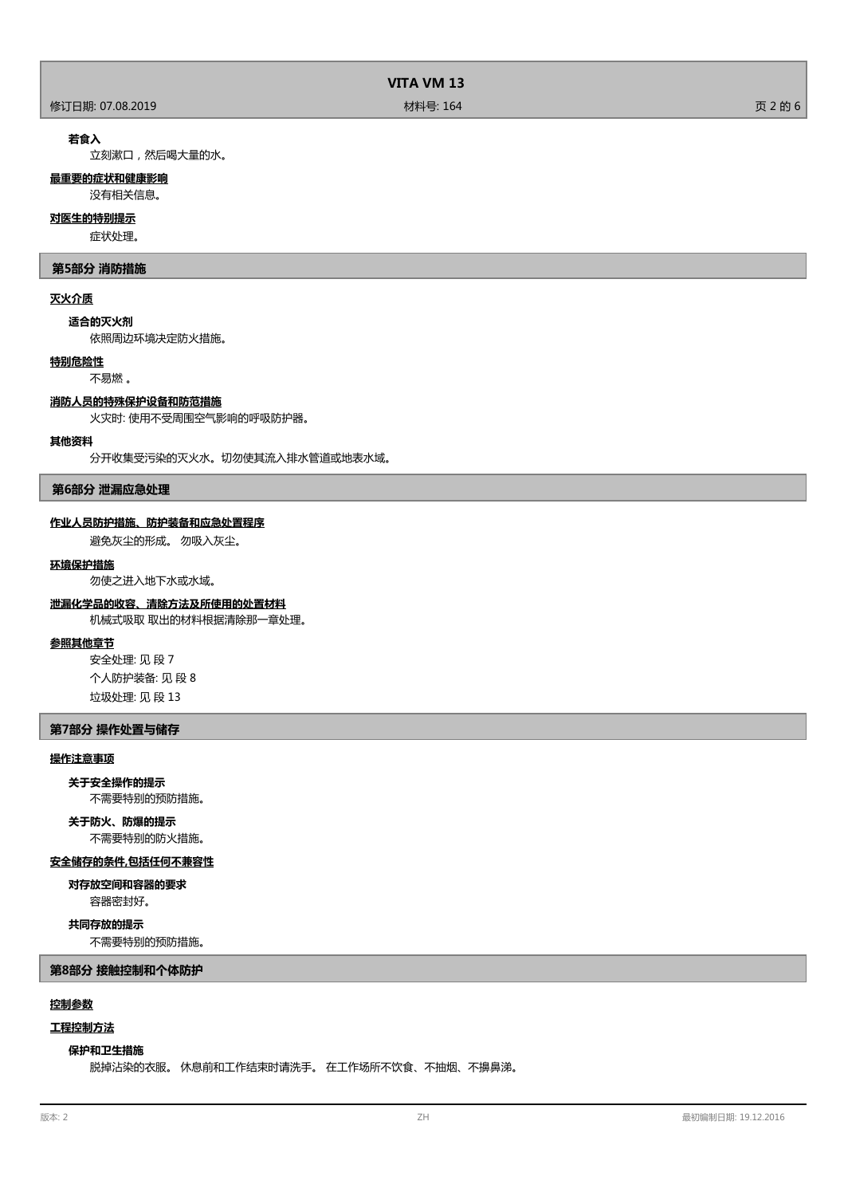**若食入**

立刻漱口，然后喝大量的水。

**最重要的症状和健康影响**

没有相关信息。

**对医生的特别提示**

症状处理。

## 第5部分 消防措施

**灭火介质**

**适合的灭火剂**

依照周边环境决定防火措施。

**特别危险性**

不易燃 。

**消防人员的特殊保护设备和防范措施**

火灾时: 使用不受周围空气影响的呼吸防护器。

**其他资料**

分开收集受污染的灭火水。切勿使其流入排水管道或地表水域。

## 第6部分 泄漏应急处理

**作业人员防护措施、防护装备和应急处置程序**

避免灰尘的形成。 勿吸入灰尘。

**环境保护措施**

勿使之进入地下水或水域。

**泄漏化学品的收容、清除方法及所使用的处置材料**

机械式吸取 取出的材料根据清除那一章处理。

**参照其他章节**

安全处理: 见 段 7

个人防护装备: 见 段 8

垃圾处理: 见 段 13

## 第7部分 操作处置与储存

**操作注意事项**

**关于安全操作的提示**

不需要特别的预防措施。

**关于防火、防爆的提示**

不需要特别的防火措施。

**安全储存的条件,包括任何不兼容性**

**对存放空间和容器的要求**

容器密封好。

**共同存放的提示**

不需要特别的预防措施。

## 第8部分 接触控制和个体防护

**控制参数**

**工程控制方法**

**保护和卫生措施**

脱掉沾染的衣服。 休息前和工作结束时请洗手。 在工作场所不饮食、不抽烟、不擤鼻涕。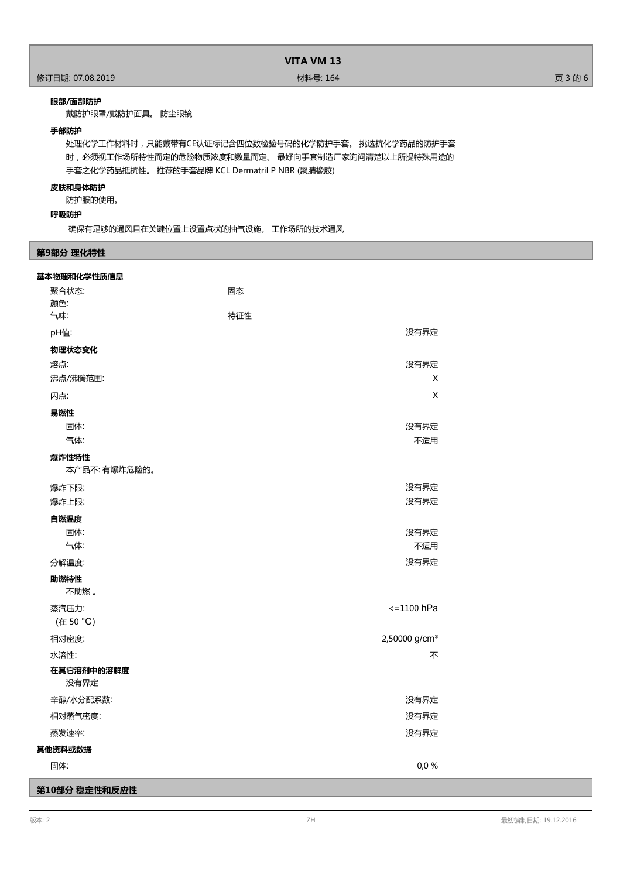**眼部/面部防护**

戴防护眼罩/戴防护面具。 防尘眼镜

**手部防护**

处理化学工作材料时，只能戴带有CE认证标记含四位数检验号码的化学防护手套。 挑选抗化学药品的防护手套时，必须视工作场所特性而定的危险物质浓度和数量而定。 最好向手套制造厂家询问清楚以上所提特殊用途的手套之化学药品抵抗性。 推荐的手套品牌 KCL Dermatril P NBR (聚腈橡胶)

**皮肤和身体防护**

防护服的使用。

**呼吸防护**

确保有足够的通风且在关键位置上设置点状的抽气设施。 工作场所的技术通风

## 第9部分 理化特性

**基本物理和化学性质信息**

| | | |
|---|---|---|
| 聚合状态: | 固态 | |
| 颜色: | | |
| 气味: | 特征性 | |
| pH值: | | 没有界定 |

**物理状态变化**

| | |
|---|---|
| 熔点: | 没有界定 |
| 沸点/沸腾范围: | X |
| 闪点: | X |

**易燃性**

| | |
|---|---|
| 固体: | 没有界定 |
| 气体: | 不适用 |

**爆炸性特性**

本产品不: 有爆炸危险的。

| | |
|---|---|
| 爆炸下限: | 没有界定 |
| 爆炸上限: | 没有界定 |

**自燃温度**

| | |
|---|---|
| 固体: | 没有界定 |
| 气体: | 不适用 |
| 分解温度: | 没有界定 |

**助燃特性**

不助燃 。

| | |
|---|---|
| 蒸汽压力: (在 50 °C) | <=1100 hPa |
| 相对密度: | 2,50000 g/cm³ |
| 水溶性: | 不 |

**在其它溶剂中的溶解度**

没有界定

| | |
|---|---|
| 辛醇/水分配系数: | 没有界定 |
| 相对蒸气密度: | 没有界定 |
| 蒸发速率: | 没有界定 |

**其他资料或数据**

| | |
|---|---|
| 固体: | 0,0 % |

## 第10部分 稳定性和反应性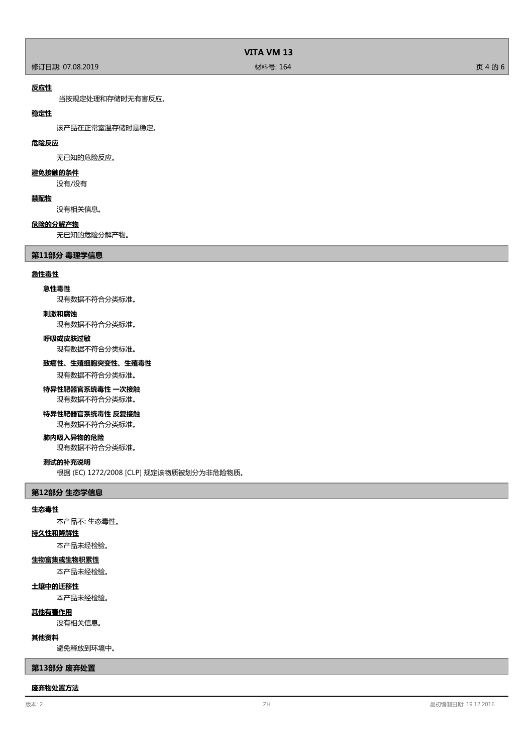**反应性**

当按规定处理和存储时无有害反应。

**稳定性**

该产品在正常室温存储时是稳定。

**危险反应**

无已知的危险反应。

**避免接触的条件**

没有/没有

**禁配物**

没有相关信息。

**危险的分解产物**

无已知的危险分解产物。

## 第11部分 毒理学信息

**急性毒性**

**急性毒性**

现有数据不符合分类标准。

**刺激和腐蚀**

现有数据不符合分类标准。

**呼吸或皮肤过敏**

现有数据不符合分类标准。

**致癌性、生殖细胞突变性、生殖毒性**

现有数据不符合分类标准。

**特异性靶器官系统毒性 一次接触**

现有数据不符合分类标准。

**特异性靶器官系统毒性 反复接触**

现有数据不符合分类标准。

**肺内吸入异物的危险**

现有数据不符合分类标准。

**测试的补充说明**

根据 (EC) 1272/2008 [CLP] 规定该物质被划分为非危险物质。

## 第12部分 生态学信息

**生态毒性**

本产品不: 生态毒性。

**持久性和降解性**

本产品未经检验。

**生物富集或生物积累性**

本产品未经检验。

**土壤中的迁移性**

本产品未经检验。

**其他有害作用**

没有相关信息。

**其他资料**

避免释放到环境中。

## 第13部分 废弃处置

**废弃物处置方法**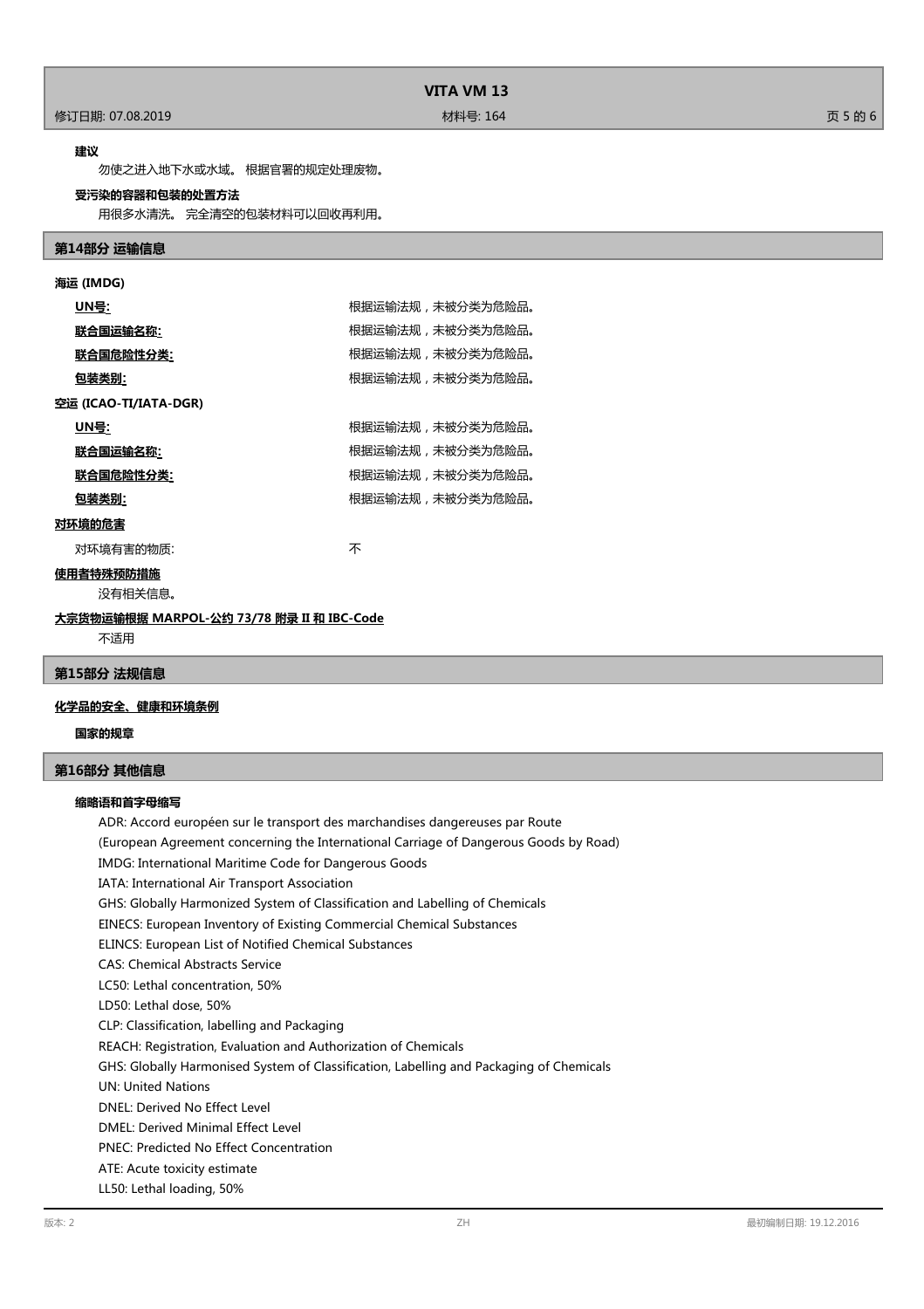**建议**

勿使之进入地下水或水域。 根据官署的规定处理废物。

**受污染的容器和包装的处置方法**

用很多水清洗。 完全清空的包装材料可以回收再利用。

## 第14部分 运输信息

**海运 (IMDG)**

| | |
|---|---|
| **UN号:** | 根据运输法规，未被分类为危险品。 |
| **联合国运输名称:** | 根据运输法规，未被分类为危险品。 |
| **联合国危险性分类:** | 根据运输法规，未被分类为危险品。 |
| **包装类别:** | 根据运输法规，未被分类为危险品。 |

**空运 (ICAO-TI/IATA-DGR)**

| | |
|---|---|
| **UN号:** | 根据运输法规，未被分类为危险品。 |
| **联合国运输名称:** | 根据运输法规，未被分类为危险品。 |
| **联合国危险性分类:** | 根据运输法规，未被分类为危险品。 |
| **包装类别:** | 根据运输法规，未被分类为危险品。 |

**对环境的危害**

对环境有害的物质: 不

**使用者特殊预防措施**

没有相关信息。

**大宗货物运输根据 MARPOL-公约 73/78 附录 II 和 IBC-Code**

不适用

## 第15部分 法规信息

**化学品的安全、健康和环境条例**

**国家的规章**

## 第16部分 其他信息

**缩略语和首字母缩写**

ADR: Accord européen sur le transport des marchandises dangereuses par Route
(European Agreement concerning the International Carriage of Dangerous Goods by Road)
IMDG: International Maritime Code for Dangerous Goods
IATA: International Air Transport Association
GHS: Globally Harmonized System of Classification and Labelling of Chemicals
EINECS: European Inventory of Existing Commercial Chemical Substances
ELINCS: European List of Notified Chemical Substances
CAS: Chemical Abstracts Service
LC50: Lethal concentration, 50%
LD50: Lethal dose, 50%
CLP: Classification, labelling and Packaging
REACH: Registration, Evaluation and Authorization of Chemicals
GHS: Globally Harmonised System of Classification, Labelling and Packaging of Chemicals
UN: United Nations
DNEL: Derived No Effect Level
DMEL: Derived Minimal Effect Level
PNEC: Predicted No Effect Concentration
ATE: Acute toxicity estimate
LL50: Lethal loading, 50%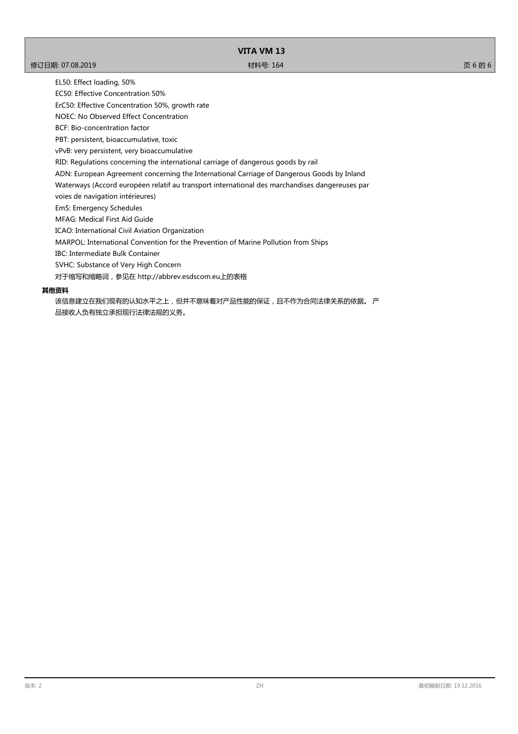EL50: Effect loading, 50%

EC50: Effective Concentration 50%

ErC50: Effective Concentration 50%, growth rate

NOEC: No Observed Effect Concentration

BCF: Bio-concentration factor

PBT: persistent, bioaccumulative, toxic

vPvB: very persistent, very bioaccumulative

RID: Regulations concerning the international carriage of dangerous goods by rail

ADN: European Agreement concerning the International Carriage of Dangerous Goods by Inland Waterways (Accord européen relatif au transport international des marchandises dangereuses par voies de navigation intérieures)

EmS: Emergency Schedules

MFAG: Medical First Aid Guide

ICAO: International Civil Aviation Organization

MARPOL: International Convention for the Prevention of Marine Pollution from Ships

IBC: Intermediate Bulk Container

SVHC: Substance of Very High Concern

对于缩写和缩略词，参见在 http://abbrev.esdscom.eu上的表格

**其他资料**

该信息建立在我们现有的认知水平之上，但并不意味着对产品性能的保证，且不作为合同法律关系的依据。 产品接收人负有独立承担现行法律法规的义务。